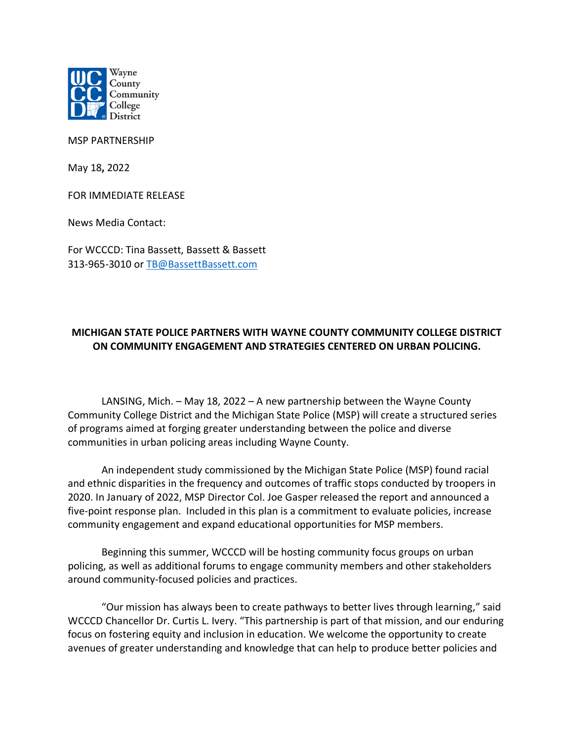Wayne County Community College District

MSP PARTNERSHIP

May 18**,** 2022

FOR IMMEDIATE RELEASE

News Media Contact:

For WCCCD: Tina Bassett, Bassett & Bassett
313-965-3010 or TB@BassettBassett.com

**MICHIGAN STATE POLICE PARTNERS WITH WAYNE COUNTY COMMUNITY COLLEGE DISTRICT ON COMMUNITY ENGAGEMENT AND STRATEGIES CENTERED ON URBAN POLICING.**

LANSING, Mich. – May 18, 2022 – A new partnership between the Wayne County Community College District and the Michigan State Police (MSP) will create a structured series of programs aimed at forging greater understanding between the police and diverse communities in urban policing areas including Wayne County.

An independent study commissioned by the Michigan State Police (MSP) found racial and ethnic disparities in the frequency and outcomes of traffic stops conducted by troopers in 2020. In January of 2022, MSP Director Col. Joe Gasper released the report and announced a five-point response plan. Included in this plan is a commitment to evaluate policies, increase community engagement and expand educational opportunities for MSP members.

Beginning this summer, WCCCD will be hosting community focus groups on urban policing, as well as additional forums to engage community members and other stakeholders around community-focused policies and practices.

"Our mission has always been to create pathways to better lives through learning," said WCCCD Chancellor Dr. Curtis L. Ivery. "This partnership is part of that mission, and our enduring focus on fostering equity and inclusion in education. We welcome the opportunity to create avenues of greater understanding and knowledge that can help to produce better policies and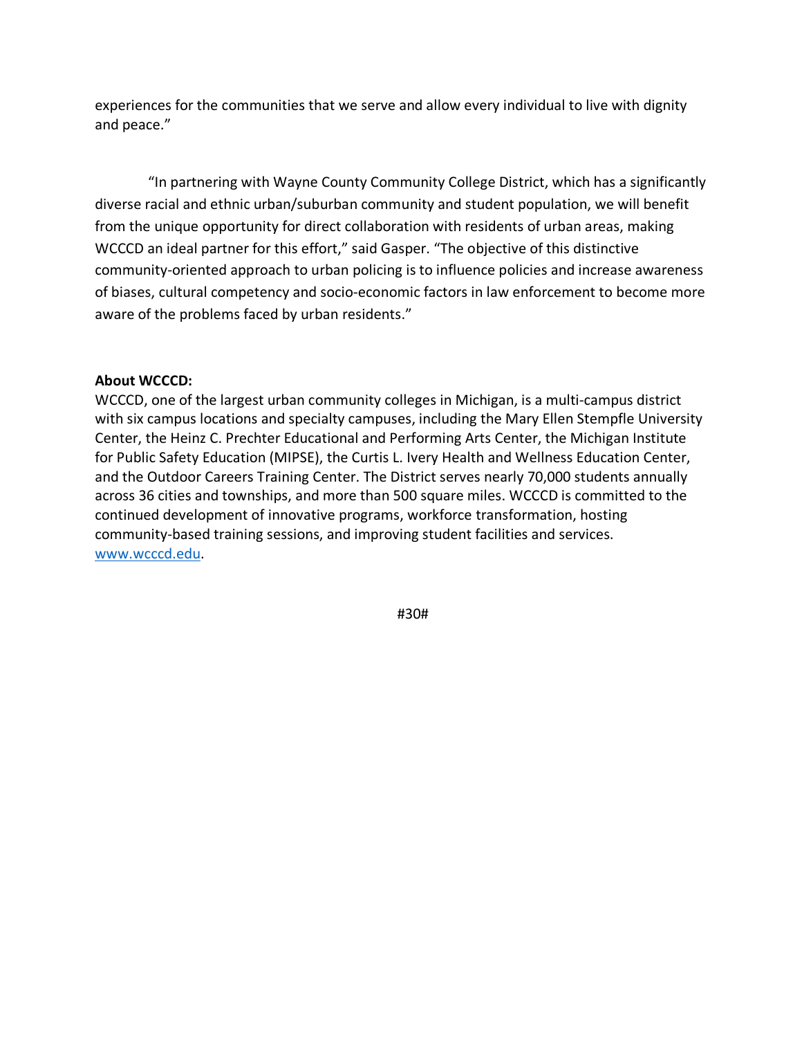experiences for the communities that we serve and allow every individual to live with dignity and peace."

"In partnering with Wayne County Community College District, which has a significantly diverse racial and ethnic urban/suburban community and student population, we will benefit from the unique opportunity for direct collaboration with residents of urban areas, making WCCCD an ideal partner for this effort," said Gasper. "The objective of this distinctive community-oriented approach to urban policing is to influence policies and increase awareness of biases, cultural competency and socio-economic factors in law enforcement to become more aware of the problems faced by urban residents."

**About WCCCD:**

WCCCD, one of the largest urban community colleges in Michigan, is a multi-campus district with six campus locations and specialty campuses, including the Mary Ellen Stempfle University Center, the Heinz C. Prechter Educational and Performing Arts Center, the Michigan Institute for Public Safety Education (MIPSE), the Curtis L. Ivery Health and Wellness Education Center, and the Outdoor Careers Training Center. The District serves nearly 70,000 students annually across 36 cities and townships, and more than 500 square miles. WCCCD is committed to the continued development of innovative programs, workforce transformation, hosting community-based training sessions, and improving student facilities and services. www.wcccd.edu.

#30#